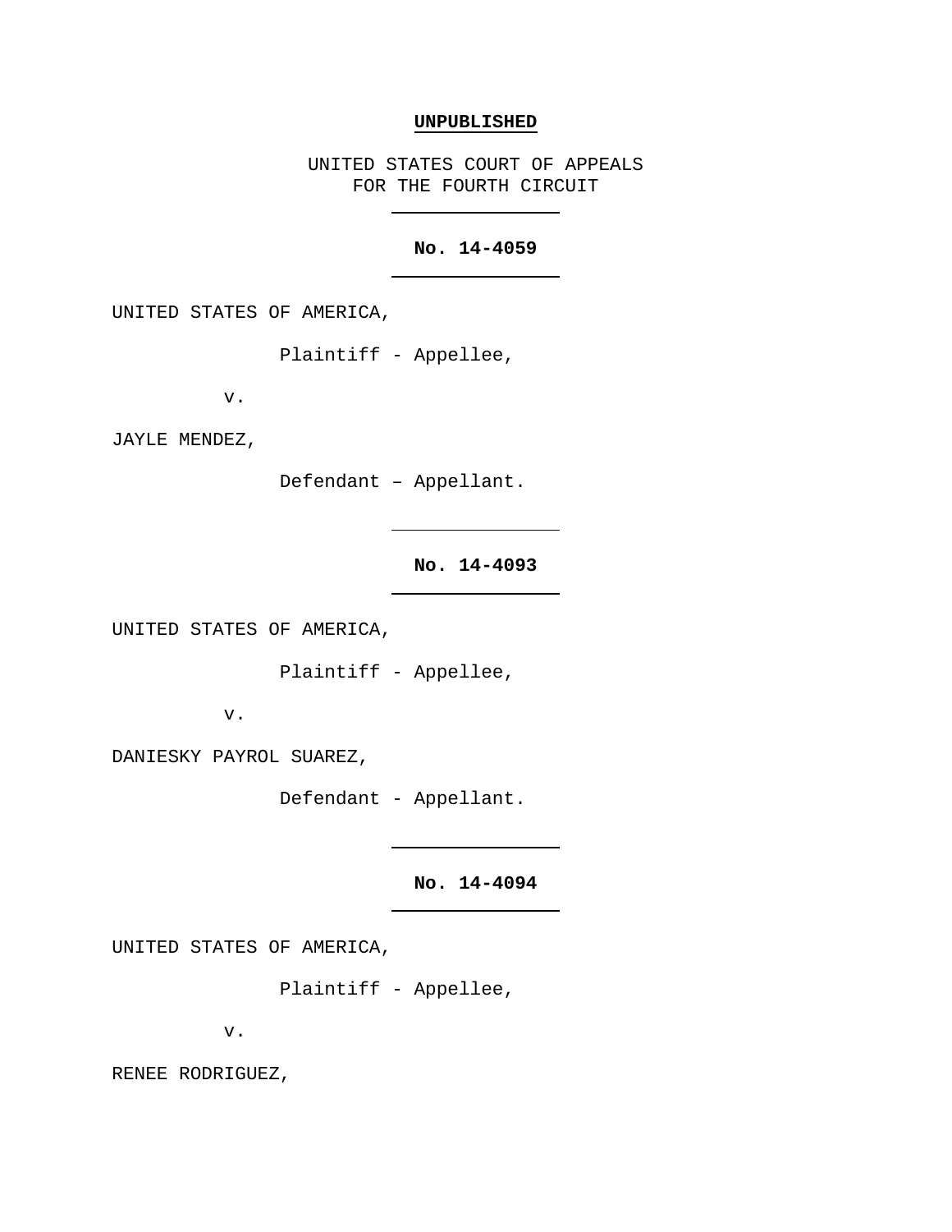**UNPUBLISHED**

UNITED STATES COURT OF APPEALS
FOR THE FOURTH CIRCUIT

---

**No. 14-4059**

---

UNITED STATES OF AMERICA,

Plaintiff - Appellee,

v.

JAYLE MENDEZ,

Defendant – Appellant.

---

**No. 14-4093**

---

UNITED STATES OF AMERICA,

Plaintiff - Appellee,

v.

DANIESKY PAYROL SUAREZ,

Defendant - Appellant.

---

**No. 14-4094**

---

UNITED STATES OF AMERICA,

Plaintiff - Appellee,

v.

RENEE RODRIGUEZ,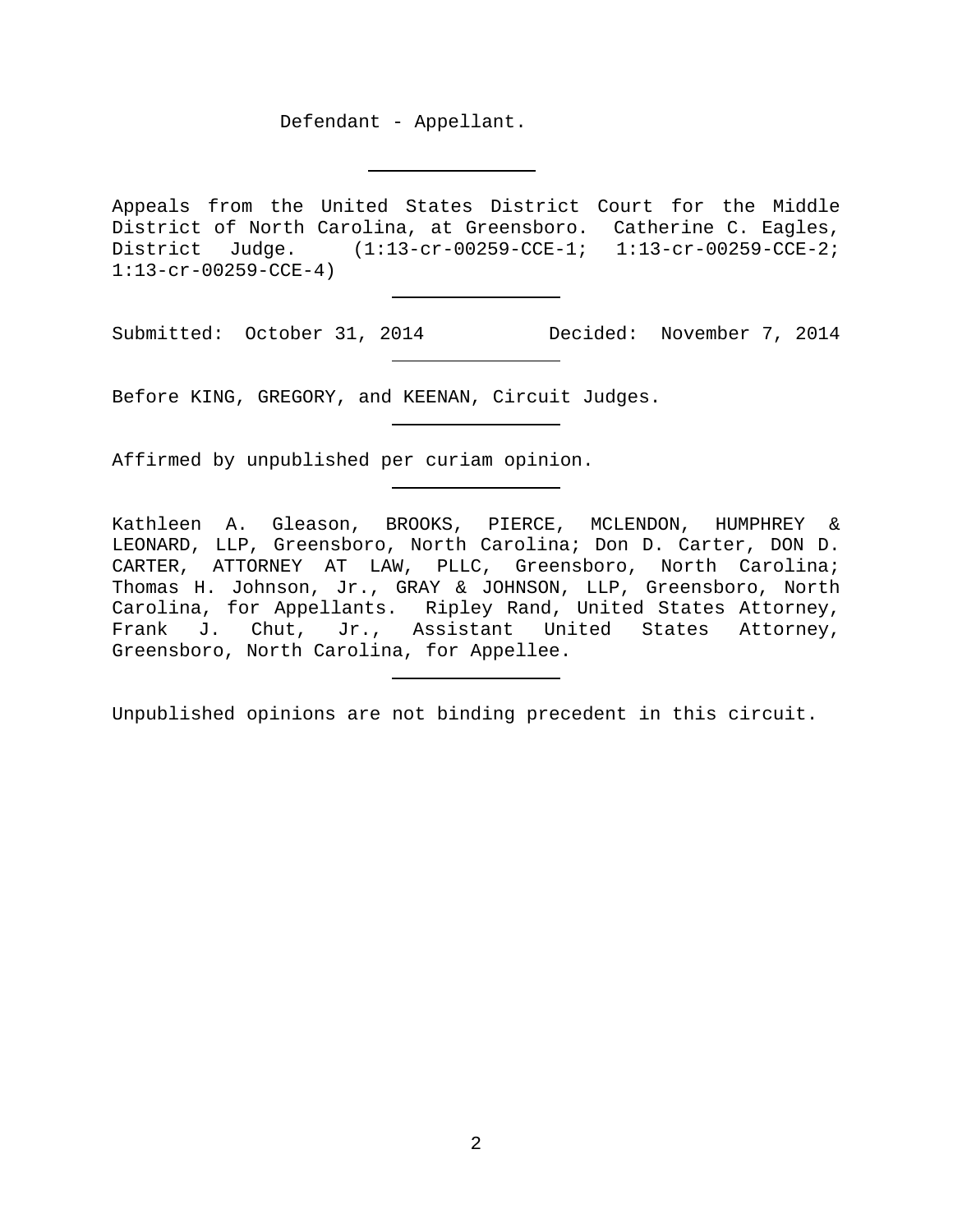Defendant - Appellant.

---

Appeals from the United States District Court for the Middle District of North Carolina, at Greensboro. Catherine C. Eagles, District Judge. (1:13-cr-00259-CCE-1; 1:13-cr-00259-CCE-2; 1:13-cr-00259-CCE-4)

---

Submitted: October 31, 2014 Decided: November 7, 2014

---

Before KING, GREGORY, and KEENAN, Circuit Judges.

---

Affirmed by unpublished per curiam opinion.

---

Kathleen A. Gleason, BROOKS, PIERCE, MCLENDON, HUMPHREY & LEONARD, LLP, Greensboro, North Carolina; Don D. Carter, DON D. CARTER, ATTORNEY AT LAW, PLLC, Greensboro, North Carolina; Thomas H. Johnson, Jr., GRAY & JOHNSON, LLP, Greensboro, North Carolina, for Appellants. Ripley Rand, United States Attorney, Frank J. Chut, Jr., Assistant United States Attorney, Greensboro, North Carolina, for Appellee.

---

Unpublished opinions are not binding precedent in this circuit.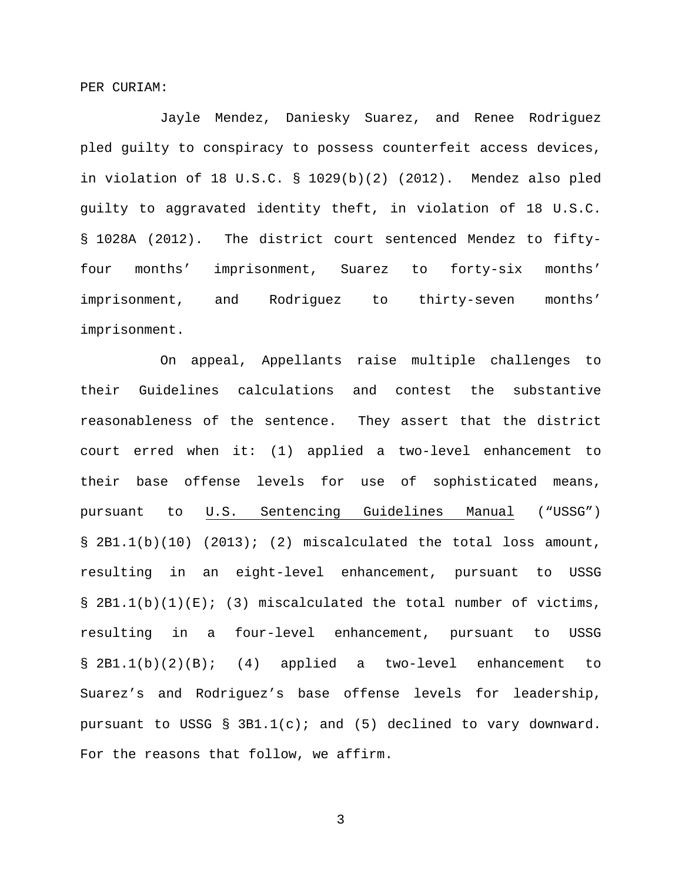PER CURIAM:

Jayle Mendez, Daniesky Suarez, and Renee Rodriguez pled guilty to conspiracy to possess counterfeit access devices, in violation of 18 U.S.C. § 1029(b)(2) (2012). Mendez also pled guilty to aggravated identity theft, in violation of 18 U.S.C. § 1028A (2012). The district court sentenced Mendez to fifty-four months' imprisonment, Suarez to forty-six months' imprisonment, and Rodriguez to thirty-seven months' imprisonment.

On appeal, Appellants raise multiple challenges to their Guidelines calculations and contest the substantive reasonableness of the sentence. They assert that the district court erred when it: (1) applied a two-level enhancement to their base offense levels for use of sophisticated means, pursuant to U.S. Sentencing Guidelines Manual ("USSG") § 2B1.1(b)(10) (2013); (2) miscalculated the total loss amount, resulting in an eight-level enhancement, pursuant to USSG § 2B1.1(b)(1)(E); (3) miscalculated the total number of victims, resulting in a four-level enhancement, pursuant to USSG § 2B1.1(b)(2)(B); (4) applied a two-level enhancement to Suarez's and Rodriguez's base offense levels for leadership, pursuant to USSG § 3B1.1(c); and (5) declined to vary downward. For the reasons that follow, we affirm.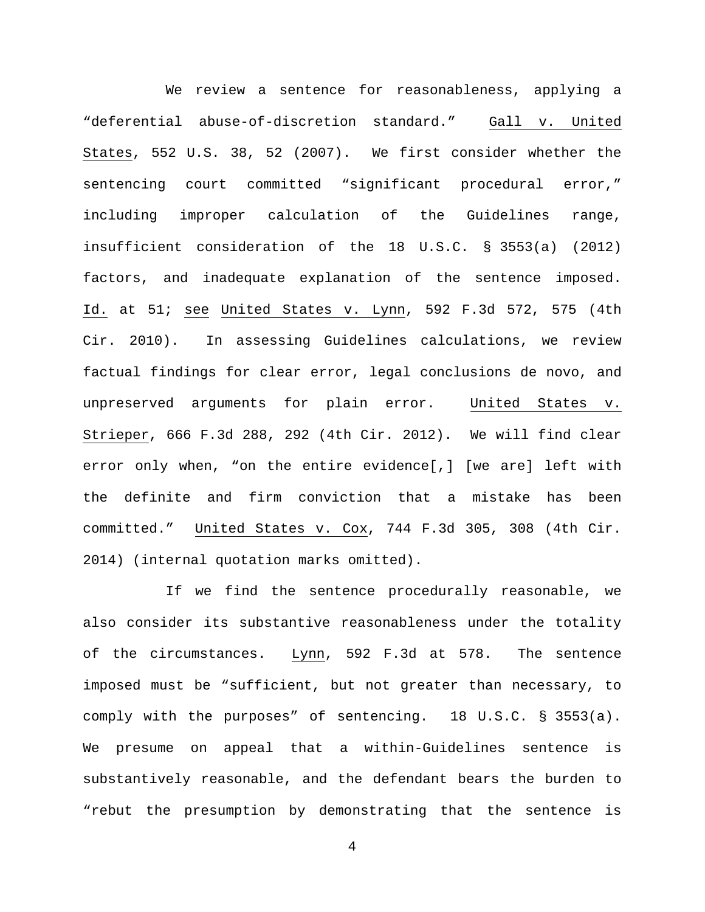We review a sentence for reasonableness, applying a "deferential abuse-of-discretion standard." Gall v. United States, 552 U.S. 38, 52 (2007). We first consider whether the sentencing court committed "significant procedural error," including improper calculation of the Guidelines range, insufficient consideration of the 18 U.S.C. § 3553(a) (2012) factors, and inadequate explanation of the sentence imposed. Id. at 51; see United States v. Lynn, 592 F.3d 572, 575 (4th Cir. 2010). In assessing Guidelines calculations, we review factual findings for clear error, legal conclusions de novo, and unpreserved arguments for plain error. United States v. Strieper, 666 F.3d 288, 292 (4th Cir. 2012). We will find clear error only when, "on the entire evidence[,] [we are] left with the definite and firm conviction that a mistake has been committed." United States v. Cox, 744 F.3d 305, 308 (4th Cir. 2014) (internal quotation marks omitted).

If we find the sentence procedurally reasonable, we also consider its substantive reasonableness under the totality of the circumstances. Lynn, 592 F.3d at 578. The sentence imposed must be "sufficient, but not greater than necessary, to comply with the purposes" of sentencing. 18 U.S.C. § 3553(a). We presume on appeal that a within-Guidelines sentence is substantively reasonable, and the defendant bears the burden to "rebut the presumption by demonstrating that the sentence is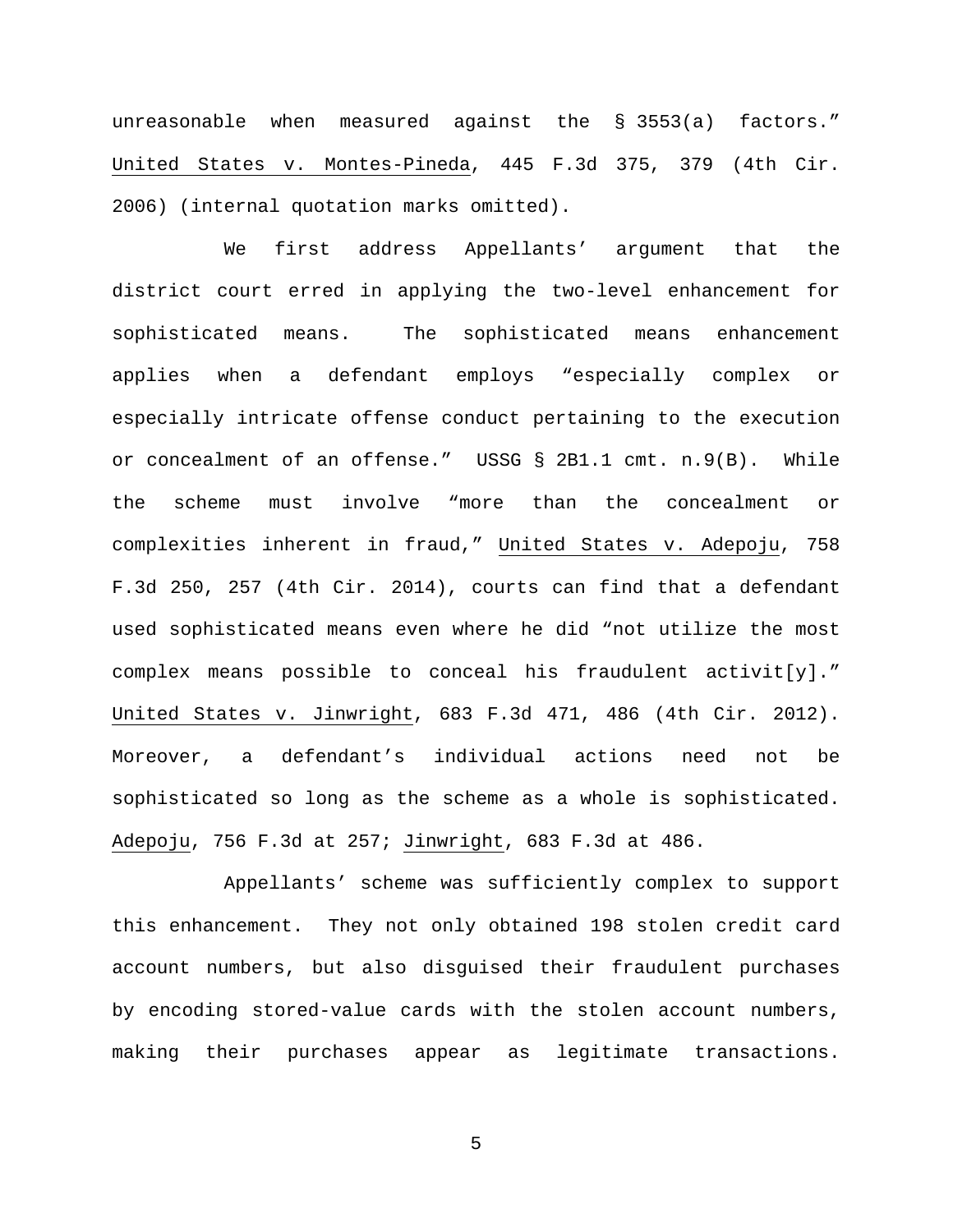unreasonable when measured against the § 3553(a) factors." United States v. Montes-Pineda, 445 F.3d 375, 379 (4th Cir. 2006) (internal quotation marks omitted).

We first address Appellants' argument that the district court erred in applying the two-level enhancement for sophisticated means. The sophisticated means enhancement applies when a defendant employs "especially complex or especially intricate offense conduct pertaining to the execution or concealment of an offense." USSG § 2B1.1 cmt. n.9(B). While the scheme must involve "more than the concealment or complexities inherent in fraud," United States v. Adepoju, 758 F.3d 250, 257 (4th Cir. 2014), courts can find that a defendant used sophisticated means even where he did "not utilize the most complex means possible to conceal his fraudulent activit[y]." United States v. Jinwright, 683 F.3d 471, 486 (4th Cir. 2012). Moreover, a defendant's individual actions need not be sophisticated so long as the scheme as a whole is sophisticated. Adepoju, 756 F.3d at 257; Jinwright, 683 F.3d at 486.

Appellants' scheme was sufficiently complex to support this enhancement. They not only obtained 198 stolen credit card account numbers, but also disguised their fraudulent purchases by encoding stored-value cards with the stolen account numbers, making their purchases appear as legitimate transactions.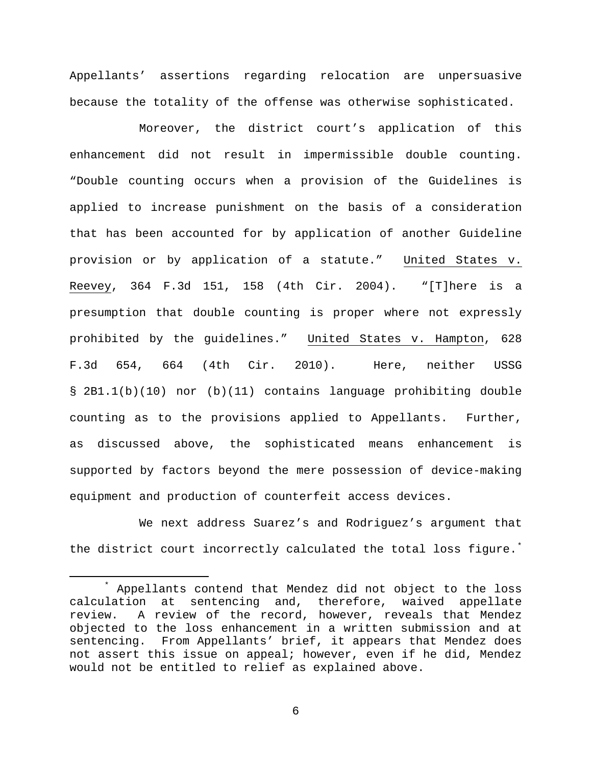Appellants' assertions regarding relocation are unpersuasive because the totality of the offense was otherwise sophisticated.

Moreover, the district court's application of this enhancement did not result in impermissible double counting. "Double counting occurs when a provision of the Guidelines is applied to increase punishment on the basis of a consideration that has been accounted for by application of another Guideline provision or by application of a statute." United States v. Reevey, 364 F.3d 151, 158 (4th Cir. 2004). "[T]here is a presumption that double counting is proper where not expressly prohibited by the guidelines." United States v. Hampton, 628 F.3d 654, 664 (4th Cir. 2010). Here, neither USSG § 2B1.1(b)(10) nor (b)(11) contains language prohibiting double counting as to the provisions applied to Appellants. Further, as discussed above, the sophisticated means enhancement is supported by factors beyond the mere possession of device-making equipment and production of counterfeit access devices.

We next address Suarez's and Rodriguez's argument that the district court incorrectly calculated the total loss figure.*

---

\* Appellants contend that Mendez did not object to the loss calculation at sentencing and, therefore, waived appellate review. A review of the record, however, reveals that Mendez objected to the loss enhancement in a written submission and at sentencing. From Appellants' brief, it appears that Mendez does not assert this issue on appeal; however, even if he did, Mendez would not be entitled to relief as explained above.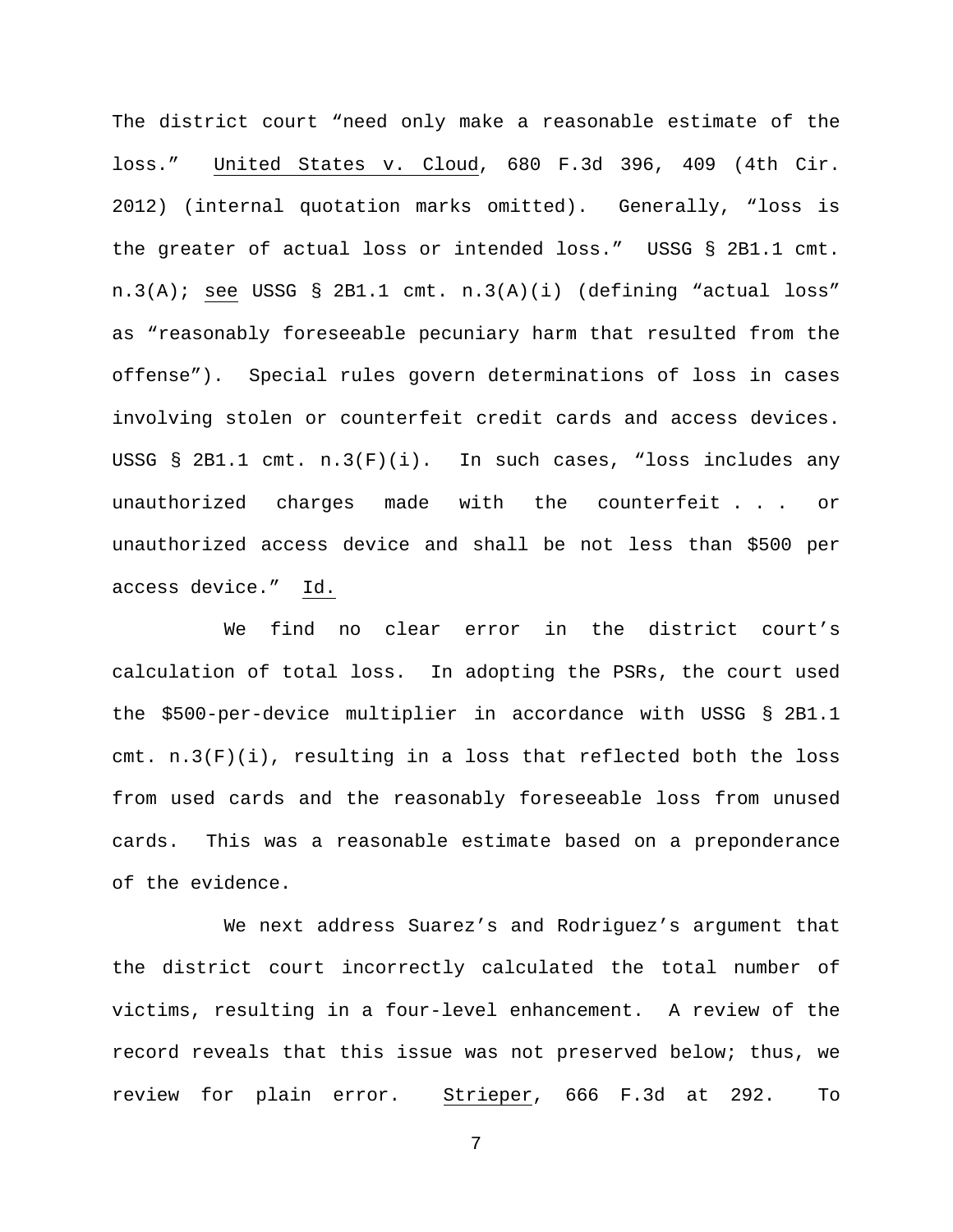The district court "need only make a reasonable estimate of the loss." United States v. Cloud, 680 F.3d 396, 409 (4th Cir. 2012) (internal quotation marks omitted). Generally, "loss is the greater of actual loss or intended loss." USSG § 2B1.1 cmt. n.3(A); see USSG § 2B1.1 cmt. n.3(A)(i) (defining "actual loss" as "reasonably foreseeable pecuniary harm that resulted from the offense"). Special rules govern determinations of loss in cases involving stolen or counterfeit credit cards and access devices. USSG § 2B1.1 cmt. n.3(F)(i). In such cases, "loss includes any unauthorized charges made with the counterfeit . . . or unauthorized access device and shall be not less than $500 per access device." Id.

We find no clear error in the district court's calculation of total loss. In adopting the PSRs, the court used the $500-per-device multiplier in accordance with USSG § 2B1.1 cmt. n.3(F)(i), resulting in a loss that reflected both the loss from used cards and the reasonably foreseeable loss from unused cards. This was a reasonable estimate based on a preponderance of the evidence.

We next address Suarez's and Rodriguez's argument that the district court incorrectly calculated the total number of victims, resulting in a four-level enhancement. A review of the record reveals that this issue was not preserved below; thus, we review for plain error. Strieper, 666 F.3d at 292. To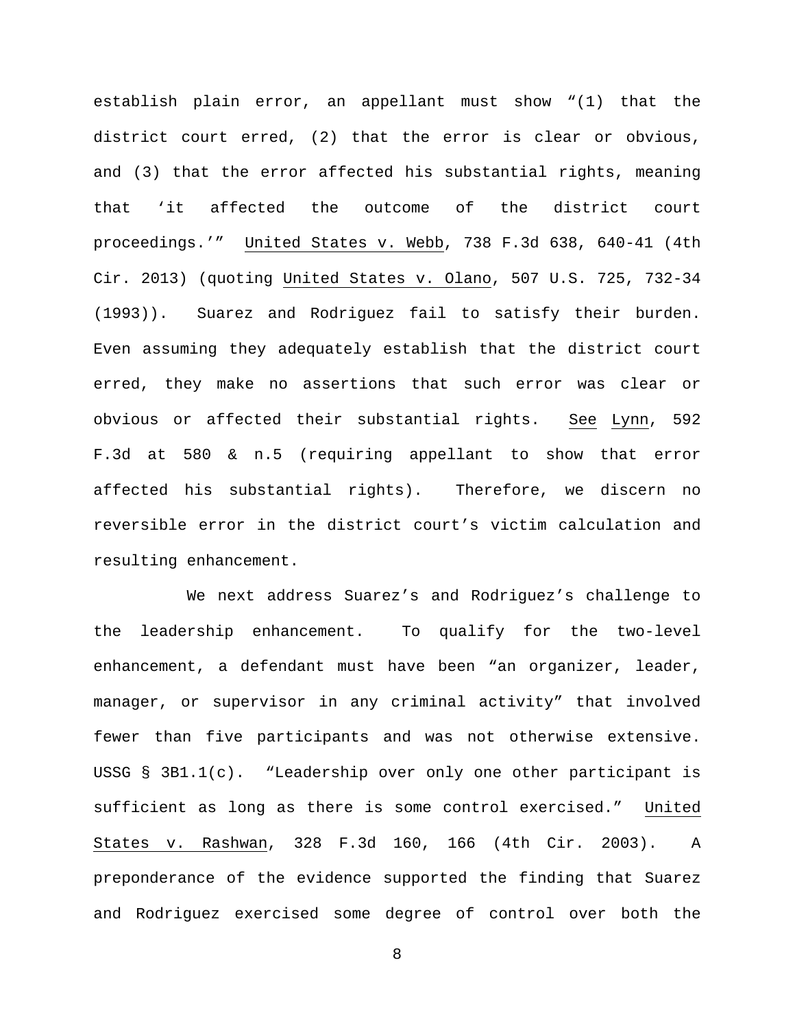establish plain error, an appellant must show "(1) that the district court erred, (2) that the error is clear or obvious, and (3) that the error affected his substantial rights, meaning that 'it affected the outcome of the district court proceedings.'" United States v. Webb, 738 F.3d 638, 640-41 (4th Cir. 2013) (quoting United States v. Olano, 507 U.S. 725, 732-34 (1993)). Suarez and Rodriguez fail to satisfy their burden. Even assuming they adequately establish that the district court erred, they make no assertions that such error was clear or obvious or affected their substantial rights. See Lynn, 592 F.3d at 580 & n.5 (requiring appellant to show that error affected his substantial rights). Therefore, we discern no reversible error in the district court's victim calculation and resulting enhancement.

We next address Suarez's and Rodriguez's challenge to the leadership enhancement. To qualify for the two-level enhancement, a defendant must have been "an organizer, leader, manager, or supervisor in any criminal activity" that involved fewer than five participants and was not otherwise extensive. USSG § 3B1.1(c). "Leadership over only one other participant is sufficient as long as there is some control exercised." United States v. Rashwan, 328 F.3d 160, 166 (4th Cir. 2003). A preponderance of the evidence supported the finding that Suarez and Rodriguez exercised some degree of control over both the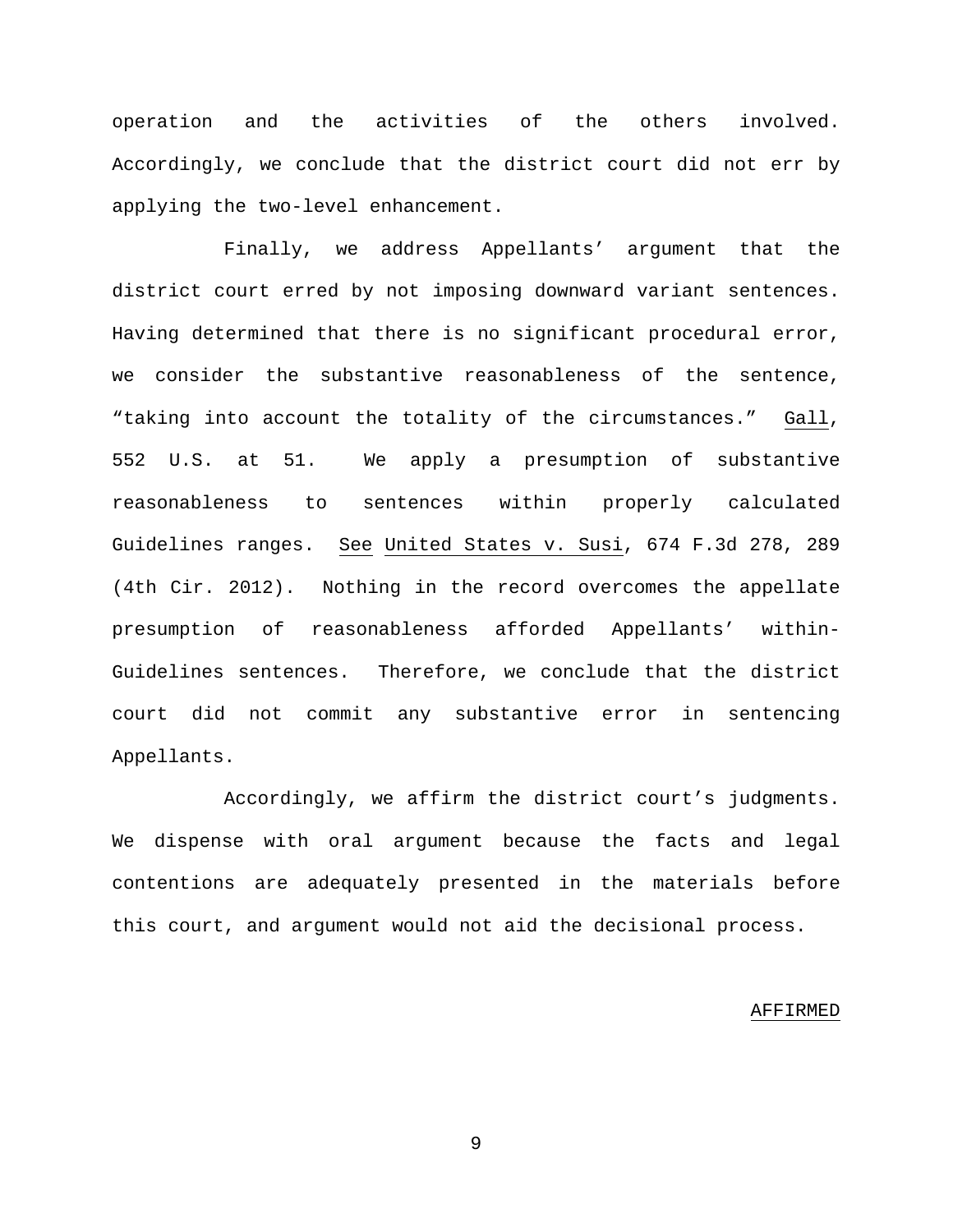operation and the activities of the others involved. Accordingly, we conclude that the district court did not err by applying the two-level enhancement.

Finally, we address Appellants' argument that the district court erred by not imposing downward variant sentences. Having determined that there is no significant procedural error, we consider the substantive reasonableness of the sentence, "taking into account the totality of the circumstances." Gall, 552 U.S. at 51. We apply a presumption of substantive reasonableness to sentences within properly calculated Guidelines ranges. See United States v. Susi, 674 F.3d 278, 289 (4th Cir. 2012). Nothing in the record overcomes the appellate presumption of reasonableness afforded Appellants' within-Guidelines sentences. Therefore, we conclude that the district court did not commit any substantive error in sentencing Appellants.

Accordingly, we affirm the district court's judgments. We dispense with oral argument because the facts and legal contentions are adequately presented in the materials before this court, and argument would not aid the decisional process.

AFFIRMED